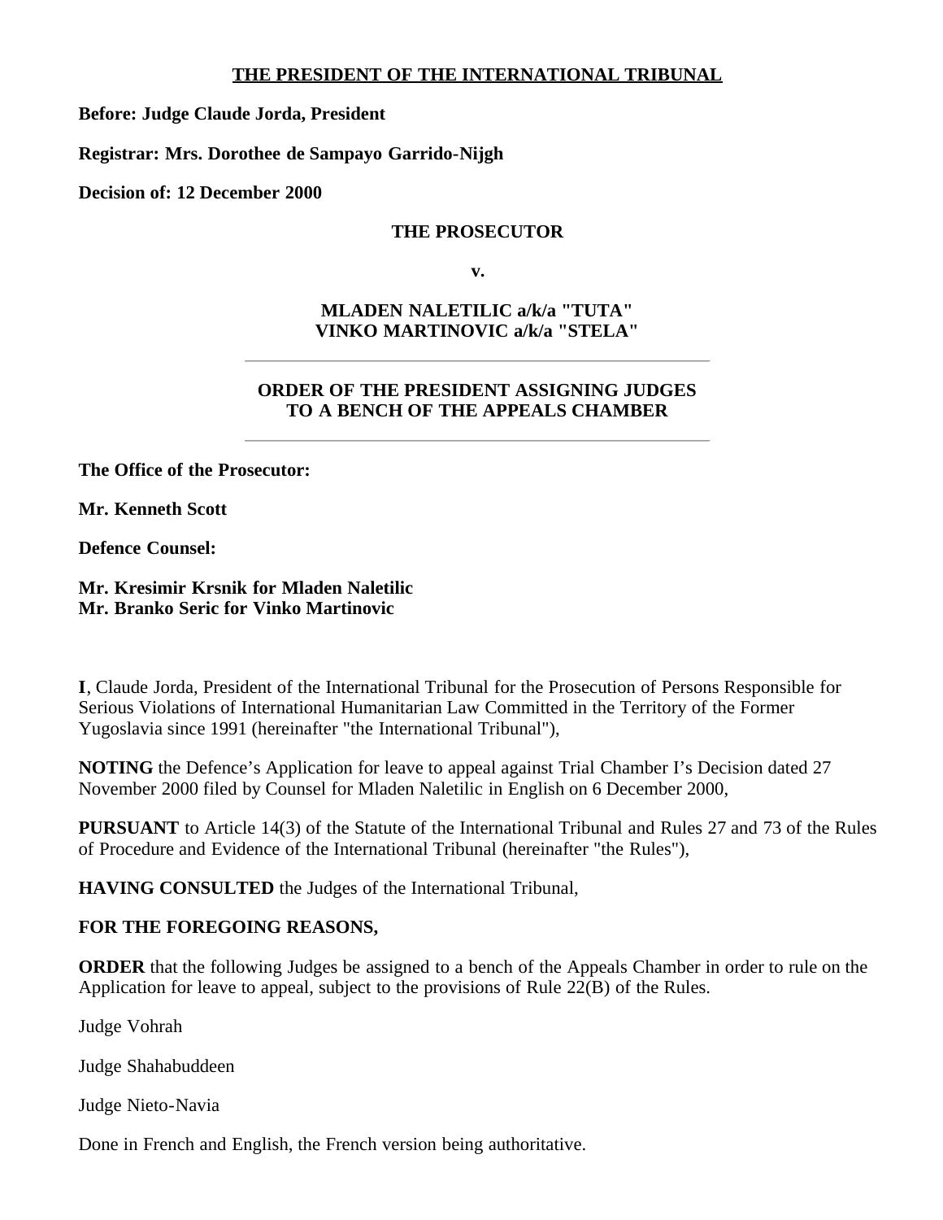**THE PRESIDENT OF THE INTERNATIONAL TRIBUNAL**

**Before: Judge Claude Jorda, President**

**Registrar: Mrs. Dorothee de Sampayo Garrido-Nijgh**

**Decision of: 12 December 2000**

**THE PROSECUTOR**

**v.**

**MLADEN NALETILIC a/k/a "TUTA"**
**VINKO MARTINOVIC a/k/a "STELA"**

---

# ORDER OF THE PRESIDENT ASSIGNING JUDGES TO A BENCH OF THE APPEALS CHAMBER

---

**The Office of the Prosecutor:**

**Mr. Kenneth Scott**

**Defence Counsel:**

**Mr. Kresimir Krsnik for Mladen Naletilic**
**Mr. Branko Seric for Vinko Martinovic**

**I**, Claude Jorda, President of the International Tribunal for the Prosecution of Persons Responsible for Serious Violations of International Humanitarian Law Committed in the Territory of the Former Yugoslavia since 1991 (hereinafter "the International Tribunal"),

**NOTING** the Defence's Application for leave to appeal against Trial Chamber I's Decision dated 27 November 2000 filed by Counsel for Mladen Naletilic in English on 6 December 2000,

**PURSUANT** to Article 14(3) of the Statute of the International Tribunal and Rules 27 and 73 of the Rules of Procedure and Evidence of the International Tribunal (hereinafter "the Rules"),

**HAVING CONSULTED** the Judges of the International Tribunal,

**FOR THE FOREGOING REASONS,**

**ORDER** that the following Judges be assigned to a bench of the Appeals Chamber in order to rule on the Application for leave to appeal, subject to the provisions of Rule 22(B) of the Rules.

Judge Vohrah

Judge Shahabuddeen

Judge Nieto-Navia

Done in French and English, the French version being authoritative.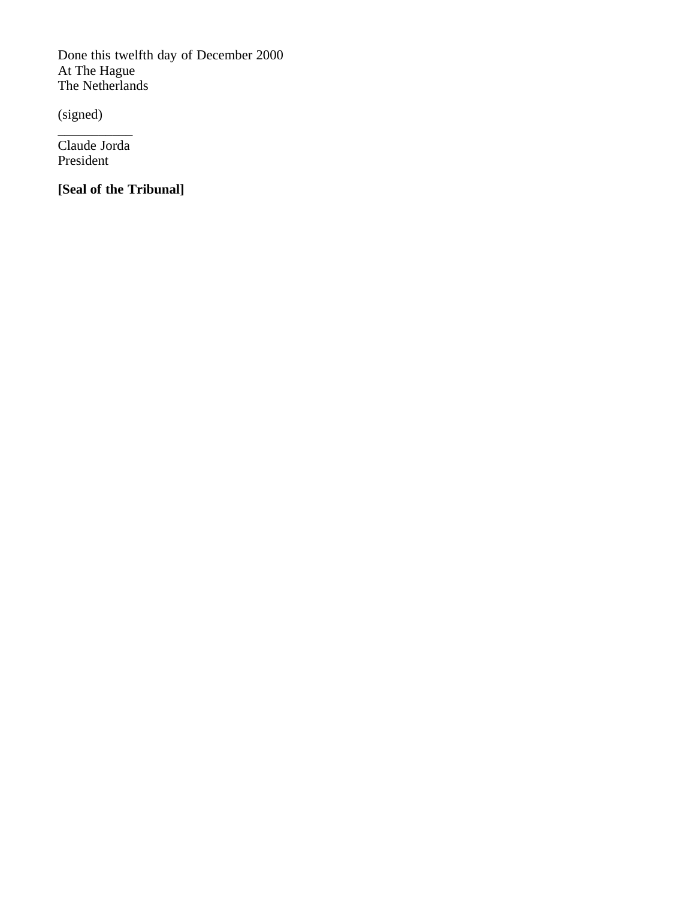Done this twelfth day of December 2000
At The Hague
The Netherlands

(signed)

___________
Claude Jorda
President

**[Seal of the Tribunal]**